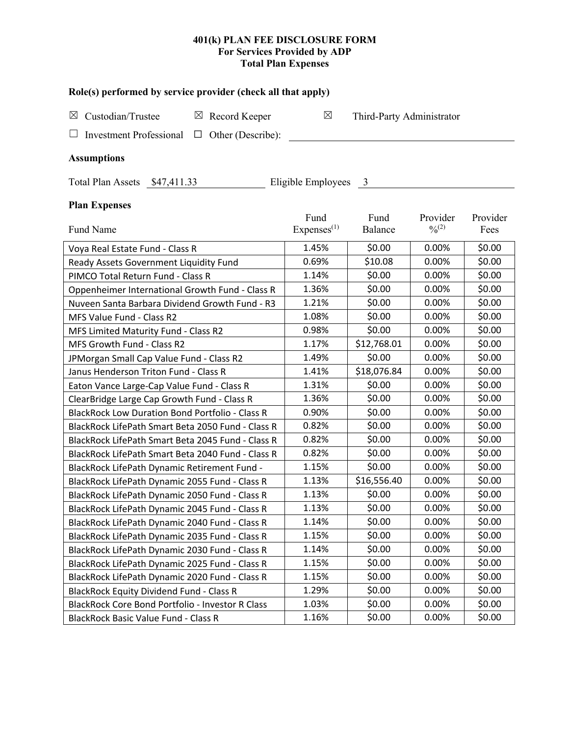# 401(k) PLAN FEE DISCLOSURE FORM
## For Services Provided by ADP
## Total Plan Expenses

### Role(s) performed by service provider (check all that apply)

☒ Custodian/Trustee ☒ Record Keeper ☒ Third-Party Administrator

☐ Investment Professional ☐ Other (Describe): \_\_\_\_\_\_\_\_\_\_

### Assumptions

Total Plan Assets $47,411.33 Eligible Employees 3

### Plan Expenses

| Fund Name | Fund Expenses[1] | Fund Balance | Provider %[2] | Provider Fees |
|---|---|---|---|---|
| Voya Real Estate Fund - Class R | 1.45% | $0.00 | 0.00% | $0.00 |
| Ready Assets Government Liquidity Fund | 0.69% | $10.08 | 0.00% | $0.00 |
| PIMCO Total Return Fund - Class R | 1.14% | $0.00 | 0.00% | $0.00 |
| Oppenheimer International Growth Fund - Class R | 1.36% | $0.00 | 0.00% | $0.00 |
| Nuveen Santa Barbara Dividend Growth Fund - R3 | 1.21% | $0.00 | 0.00% | $0.00 |
| MFS Value Fund - Class R2 | 1.08% | $0.00 | 0.00% | $0.00 |
| MFS Limited Maturity Fund - Class R2 | 0.98% | $0.00 | 0.00% | $0.00 |
| MFS Growth Fund - Class R2 | 1.17% | $12,768.01 | 0.00% | $0.00 |
| JPMorgan Small Cap Value Fund - Class R2 | 1.49% | $0.00 | 0.00% | $0.00 |
| Janus Henderson Triton Fund - Class R | 1.41% | $18,076.84 | 0.00% | $0.00 |
| Eaton Vance Large-Cap Value Fund - Class R | 1.31% | $0.00 | 0.00% | $0.00 |
| ClearBridge Large Cap Growth Fund - Class R | 1.36% | $0.00 | 0.00% | $0.00 |
| BlackRock Low Duration Bond Portfolio - Class R | 0.90% | $0.00 | 0.00% | $0.00 |
| BlackRock LifePath Smart Beta 2050 Fund - Class R | 0.82% | $0.00 | 0.00% | $0.00 |
| BlackRock LifePath Smart Beta 2045 Fund - Class R | 0.82% | $0.00 | 0.00% | $0.00 |
| BlackRock LifePath Smart Beta 2040 Fund - Class R | 0.82% | $0.00 | 0.00% | $0.00 |
| BlackRock LifePath Dynamic Retirement Fund - | 1.15% | $0.00 | 0.00% | $0.00 |
| BlackRock LifePath Dynamic 2055 Fund - Class R | 1.13% | $16,556.40 | 0.00% | $0.00 |
| BlackRock LifePath Dynamic 2050 Fund - Class R | 1.13% | $0.00 | 0.00% | $0.00 |
| BlackRock LifePath Dynamic 2045 Fund - Class R | 1.13% | $0.00 | 0.00% | $0.00 |
| BlackRock LifePath Dynamic 2040 Fund - Class R | 1.14% | $0.00 | 0.00% | $0.00 |
| BlackRock LifePath Dynamic 2035 Fund - Class R | 1.15% | $0.00 | 0.00% | $0.00 |
| BlackRock LifePath Dynamic 2030 Fund - Class R | 1.14% | $0.00 | 0.00% | $0.00 |
| BlackRock LifePath Dynamic 2025 Fund - Class R | 1.15% | $0.00 | 0.00% | $0.00 |
| BlackRock LifePath Dynamic 2020 Fund - Class R | 1.15% | $0.00 | 0.00% | $0.00 |
| BlackRock Equity Dividend Fund - Class R | 1.29% | $0.00 | 0.00% | $0.00 |
| BlackRock Core Bond Portfolio - Investor R Class | 1.03% | $0.00 | 0.00% | $0.00 |
| BlackRock Basic Value Fund - Class R | 1.16% | $0.00 | 0.00% | $0.00 |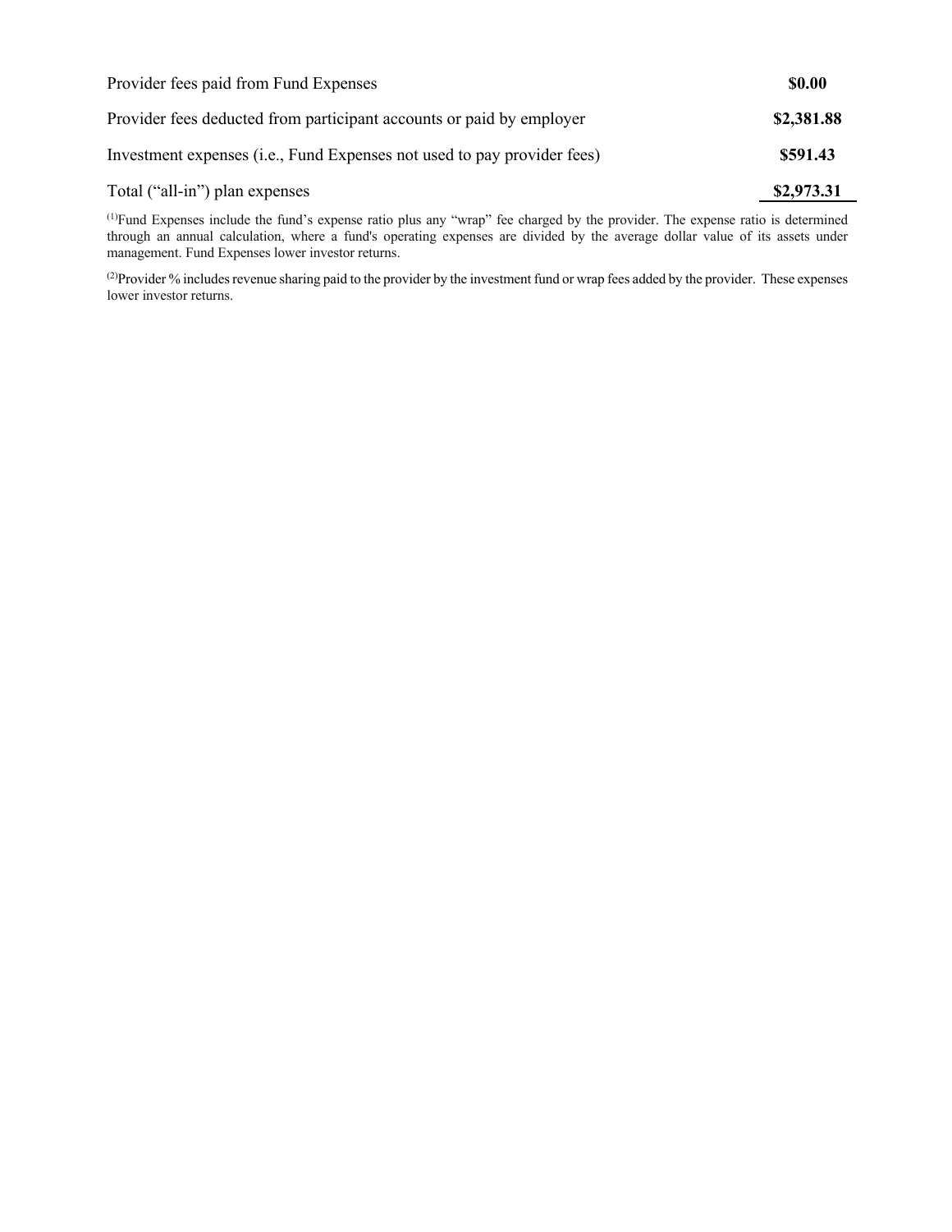| | |
|---|---|
| Provider fees paid from Fund Expenses | **\$0.00** |
| Provider fees deducted from participant accounts or paid by employer | **\$2,381.88** |
| Investment expenses (i.e., Fund Expenses not used to pay provider fees) | **\$591.43** |
| Total ("all-in") plan expenses | **\$2,973.31** |

(1)Fund Expenses include the fund's expense ratio plus any "wrap" fee charged by the provider. The expense ratio is determined through an annual calculation, where a fund's operating expenses are divided by the average dollar value of its assets under management. Fund Expenses lower investor returns.

(2)Provider % includes revenue sharing paid to the provider by the investment fund or wrap fees added by the provider. These expenses lower investor returns.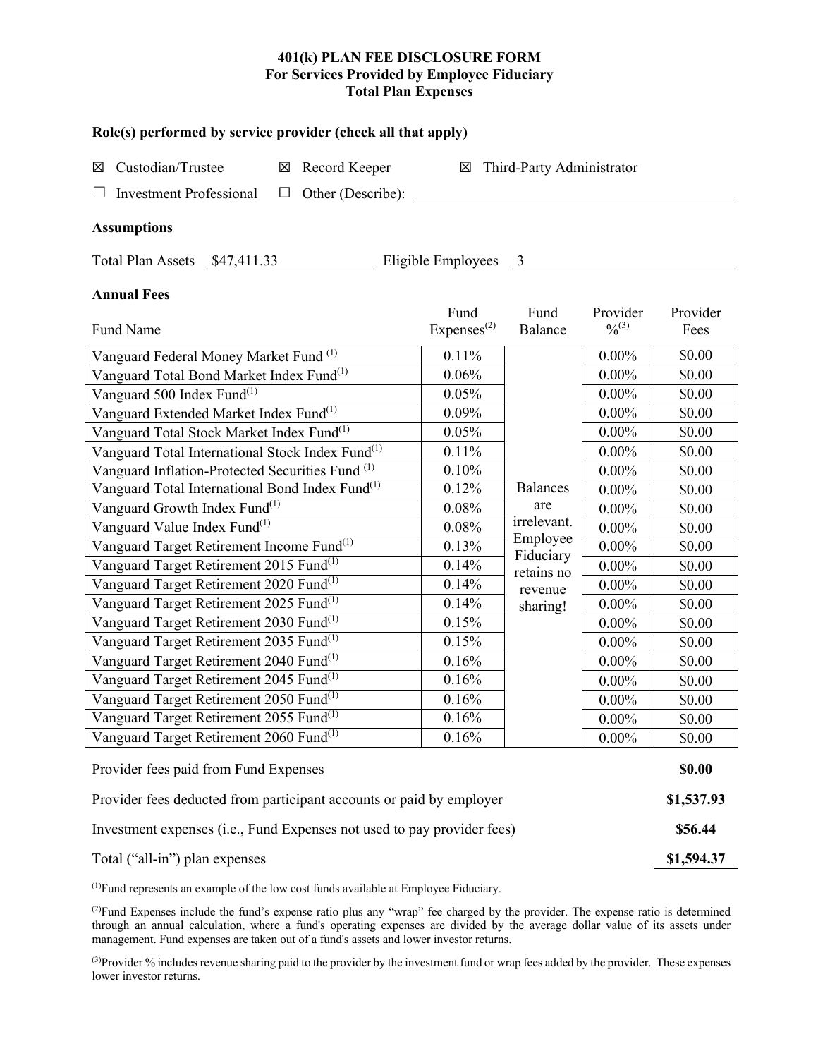**401(k) PLAN FEE DISCLOSURE FORM**
**For Services Provided by Employee Fiduciary**
**Total Plan Expenses**

**Role(s) performed by service provider (check all that apply)**

☒ Custodian/Trustee ☒ Record Keeper ☒ Third-Party Administrator

☐ Investment Professional ☐ Other (Describe):

**Assumptions**

Total Plan Assets $47,411.33 Eligible Employees 3

**Annual Fees**

| Fund Name | Fund Expenses[2] | Fund Balance | Provider %[3] | Provider Fees |
|---|---|---|---|---|
| Vanguard Federal Money Market Fund [1] | 0.11% | Balances are irrelevant. Employee Fiduciary retains no revenue sharing! | 0.00% | $0.00 |
| Vanguard Total Bond Market Index Fund[1] | 0.06% | | 0.00% | $0.00 |
| Vanguard 500 Index Fund[1] | 0.05% | | 0.00% | $0.00 |
| Vanguard Extended Market Index Fund[1] | 0.09% | | 0.00% | $0.00 |
| Vanguard Total Stock Market Index Fund[1] | 0.05% | | 0.00% | $0.00 |
| Vanguard Total International Stock Index Fund[1] | 0.11% | | 0.00% | $0.00 |
| Vanguard Inflation-Protected Securities Fund [1] | 0.10% | | 0.00% | $0.00 |
| Vanguard Total International Bond Index Fund[1] | 0.12% | | 0.00% | $0.00 |
| Vanguard Growth Index Fund[1] | 0.08% | | 0.00% | $0.00 |
| Vanguard Value Index Fund[1] | 0.08% | | 0.00% | $0.00 |
| Vanguard Target Retirement Income Fund[1] | 0.13% | | 0.00% | $0.00 |
| Vanguard Target Retirement 2015 Fund[1] | 0.14% | | 0.00% | $0.00 |
| Vanguard Target Retirement 2020 Fund[1] | 0.14% | | 0.00% | $0.00 |
| Vanguard Target Retirement 2025 Fund[1] | 0.14% | | 0.00% | $0.00 |
| Vanguard Target Retirement 2030 Fund[1] | 0.15% | | 0.00% | $0.00 |
| Vanguard Target Retirement 2035 Fund[1] | 0.15% | | 0.00% | $0.00 |
| Vanguard Target Retirement 2040 Fund[1] | 0.16% | | 0.00% | $0.00 |
| Vanguard Target Retirement 2045 Fund[1] | 0.16% | | 0.00% | $0.00 |
| Vanguard Target Retirement 2050 Fund[1] | 0.16% | | 0.00% | $0.00 |
| Vanguard Target Retirement 2055 Fund[1] | 0.16% | | 0.00% | $0.00 |
| Vanguard Target Retirement 2060 Fund[1] | 0.16% | | 0.00% | $0.00 |

| | |
|---|---|
| Provider fees paid from Fund Expenses | **$0.00** |
| Provider fees deducted from participant accounts or paid by employer | **$1,537.93** |
| Investment expenses (i.e., Fund Expenses not used to pay provider fees) | **$56.44** |
| Total ("all-in") plan expenses | **$1,594.37** |

[1]Fund represents an example of the low cost funds available at Employee Fiduciary.

[2]Fund Expenses include the fund's expense ratio plus any "wrap" fee charged by the provider. The expense ratio is determined through an annual calculation, where a fund's operating expenses are divided by the average dollar value of its assets under management. Fund expenses are taken out of a fund's assets and lower investor returns.

[3]Provider % includes revenue sharing paid to the provider by the investment fund or wrap fees added by the provider. These expenses lower investor returns.